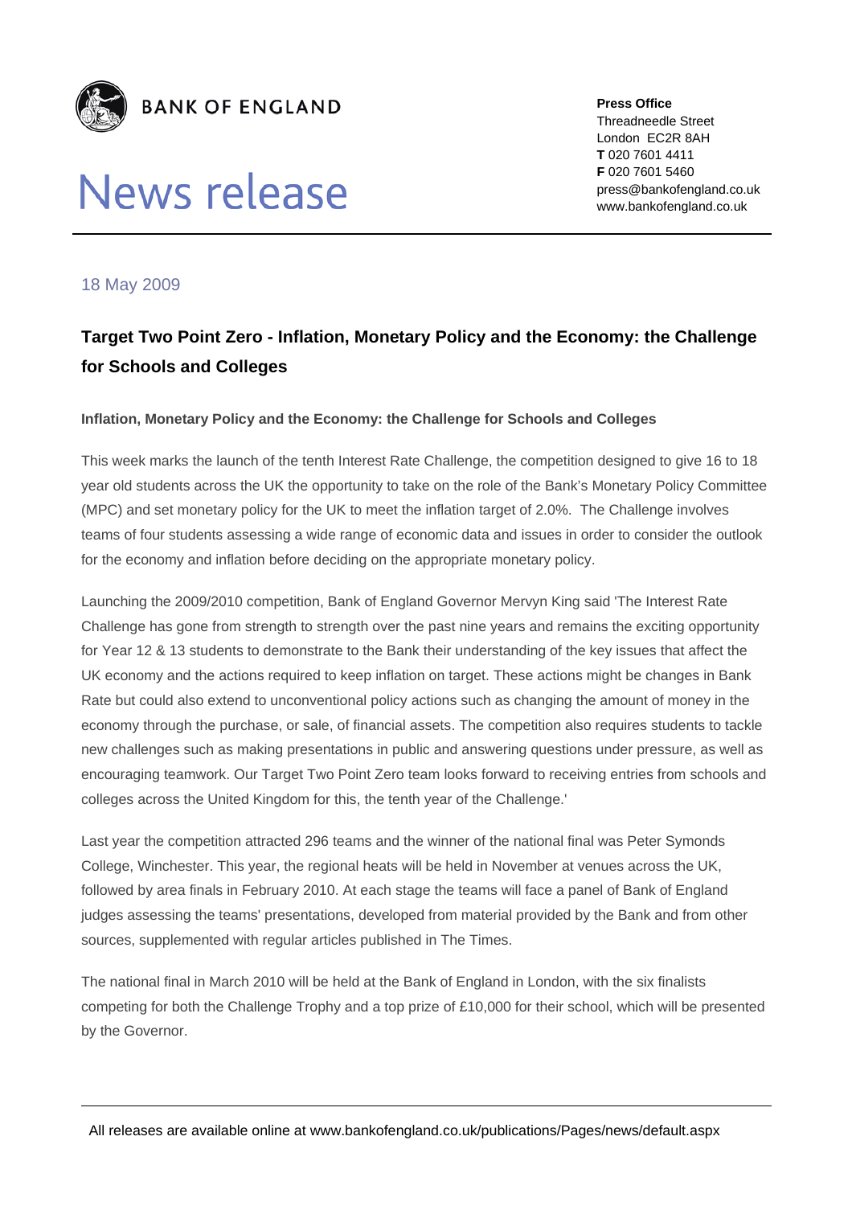**BANK OF ENGLAND**

# News release

**Press Office**
Threadneedle Street
London EC2R 8AH
**T** 020 7601 4411
**F** 020 7601 5460
press@bankofengland.co.uk
www.bankofengland.co.uk

18 May 2009

## Target Two Point Zero - Inflation, Monetary Policy and the Economy: the Challenge for Schools and Colleges

**Inflation, Monetary Policy and the Economy: the Challenge for Schools and Colleges**

This week marks the launch of the tenth Interest Rate Challenge, the competition designed to give 16 to 18 year old students across the UK the opportunity to take on the role of the Bank's Monetary Policy Committee (MPC) and set monetary policy for the UK to meet the inflation target of 2.0%. The Challenge involves teams of four students assessing a wide range of economic data and issues in order to consider the outlook for the economy and inflation before deciding on the appropriate monetary policy.

Launching the 2009/2010 competition, Bank of England Governor Mervyn King said 'The Interest Rate Challenge has gone from strength to strength over the past nine years and remains the exciting opportunity for Year 12 & 13 students to demonstrate to the Bank their understanding of the key issues that affect the UK economy and the actions required to keep inflation on target. These actions might be changes in Bank Rate but could also extend to unconventional policy actions such as changing the amount of money in the economy through the purchase, or sale, of financial assets. The competition also requires students to tackle new challenges such as making presentations in public and answering questions under pressure, as well as encouraging teamwork. Our Target Two Point Zero team looks forward to receiving entries from schools and colleges across the United Kingdom for this, the tenth year of the Challenge.'

Last year the competition attracted 296 teams and the winner of the national final was Peter Symonds College, Winchester. This year, the regional heats will be held in November at venues across the UK, followed by area finals in February 2010. At each stage the teams will face a panel of Bank of England judges assessing the teams' presentations, developed from material provided by the Bank and from other sources, supplemented with regular articles published in The Times.

The national final in March 2010 will be held at the Bank of England in London, with the six finalists competing for both the Challenge Trophy and a top prize of £10,000 for their school, which will be presented by the Governor.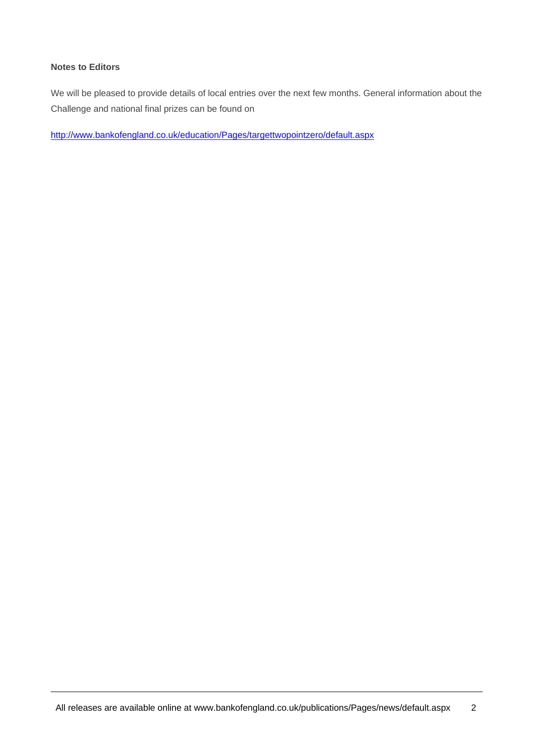**Notes to Editors**

We will be pleased to provide details of local entries over the next few months. General information about the Challenge and national final prizes can be found on

http://www.bankofengland.co.uk/education/Pages/targettwopointzero/default.aspx